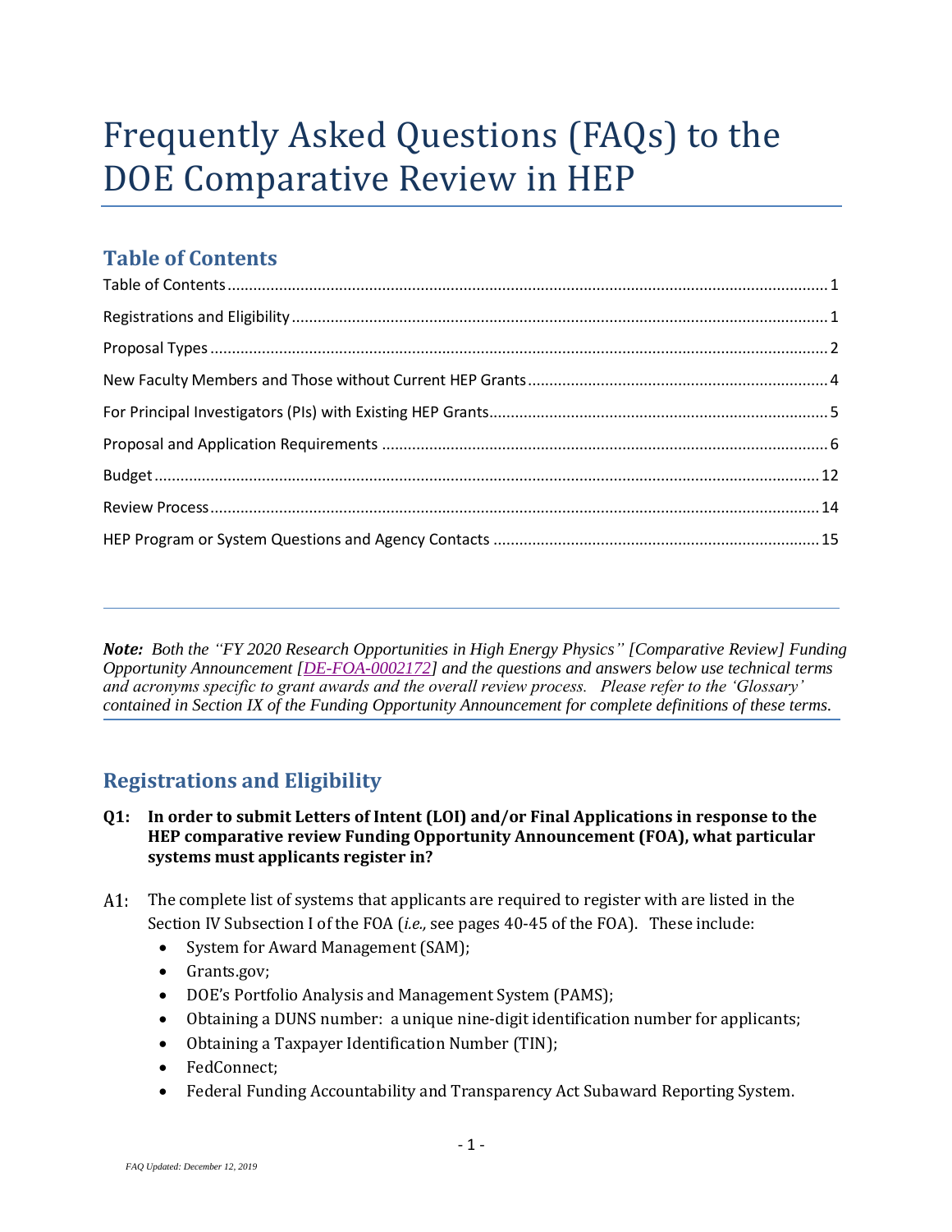# Frequently Asked Questions (FAQs) to the DOE Comparative Review in HEP

## Table of Contents

Table of Contents .......... 1

Registrations and Eligibility .......... 1

Proposal Types .......... 2

New Faculty Members and Those without Current HEP Grants .......... 4

For Principal Investigators (PIs) with Existing HEP Grants .......... 5

Proposal and Application Requirements .......... 6

Budget .......... 12

Review Process .......... 14

HEP Program or System Questions and Agency Contacts .......... 15

---

***Note:*** *Both the "FY 2020 Research Opportunities in High Energy Physics" [Comparative Review] Funding Opportunity Announcement [DE-FOA-0002172] and the questions and answers below use technical terms and acronyms specific to grant awards and the overall review process. Please refer to the 'Glossary' contained in Section IX of the Funding Opportunity Announcement for complete definitions of these terms.*

## Registrations and Eligibility

**Q1: In order to submit Letters of Intent (LOI) and/or Final Applications in response to the HEP comparative review Funding Opportunity Announcement (FOA), what particular systems must applicants register in?**

A1: The complete list of systems that applicants are required to register with are listed in the Section IV Subsection I of the FOA (*i.e.,* see pages 40-45 of the FOA). These include:

- System for Award Management (SAM);
- Grants.gov;
- DOE's Portfolio Analysis and Management System (PAMS);
- Obtaining a DUNS number: a unique nine-digit identification number for applicants;
- Obtaining a Taxpayer Identification Number (TIN);
- FedConnect;
- Federal Funding Accountability and Transparency Act Subaward Reporting System.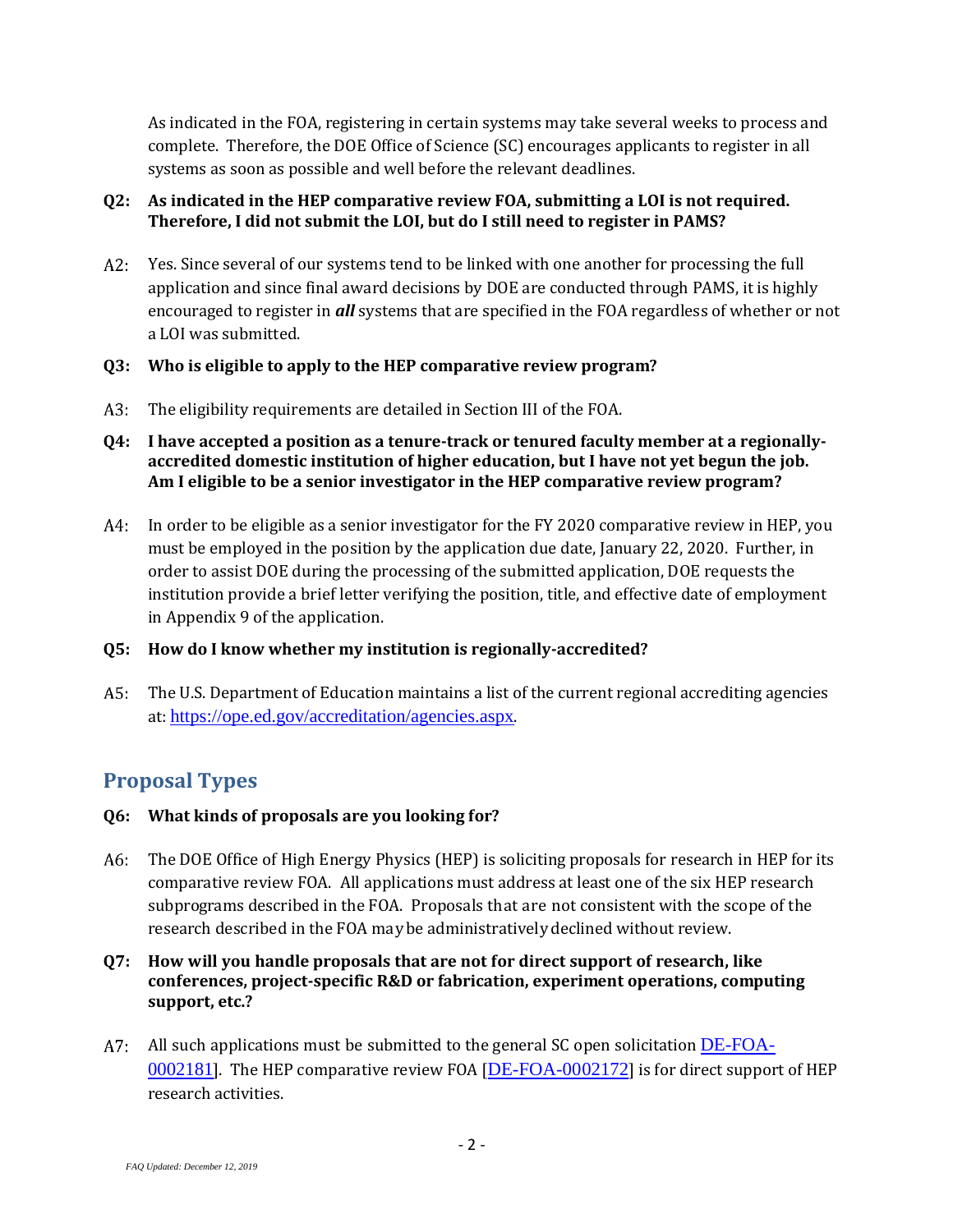As indicated in the FOA, registering in certain systems may take several weeks to process and complete. Therefore, the DOE Office of Science (SC) encourages applicants to register in all systems as soon as possible and well before the relevant deadlines.

**Q2: As indicated in the HEP comparative review FOA, submitting a LOI is not required. Therefore, I did not submit the LOI, but do I still need to register in PAMS?**

A2: Yes. Since several of our systems tend to be linked with one another for processing the full application and since final award decisions by DOE are conducted through PAMS, it is highly encouraged to register in ***all*** systems that are specified in the FOA regardless of whether or not a LOI was submitted.

**Q3: Who is eligible to apply to the HEP comparative review program?**

A3: The eligibility requirements are detailed in Section III of the FOA.

**Q4: I have accepted a position as a tenure-track or tenured faculty member at a regionally-accredited domestic institution of higher education, but I have not yet begun the job. Am I eligible to be a senior investigator in the HEP comparative review program?**

A4: In order to be eligible as a senior investigator for the FY 2020 comparative review in HEP, you must be employed in the position by the application due date, January 22, 2020. Further, in order to assist DOE during the processing of the submitted application, DOE requests the institution provide a brief letter verifying the position, title, and effective date of employment in Appendix 9 of the application.

**Q5: How do I know whether my institution is regionally-accredited?**

A5: The U.S. Department of Education maintains a list of the current regional accrediting agencies at: https://ope.ed.gov/accreditation/agencies.aspx.

## Proposal Types

**Q6: What kinds of proposals are you looking for?**

A6: The DOE Office of High Energy Physics (HEP) is soliciting proposals for research in HEP for its comparative review FOA. All applications must address at least one of the six HEP research subprograms described in the FOA. Proposals that are not consistent with the scope of the research described in the FOA may be administratively declined without review.

**Q7: How will you handle proposals that are not for direct support of research, like conferences, project-specific R&D or fabrication, experiment operations, computing support, etc.?**

A7: All such applications must be submitted to the general SC open solicitation DE-FOA-0002181]. The HEP comparative review FOA [DE-FOA-0002172] is for direct support of HEP research activities.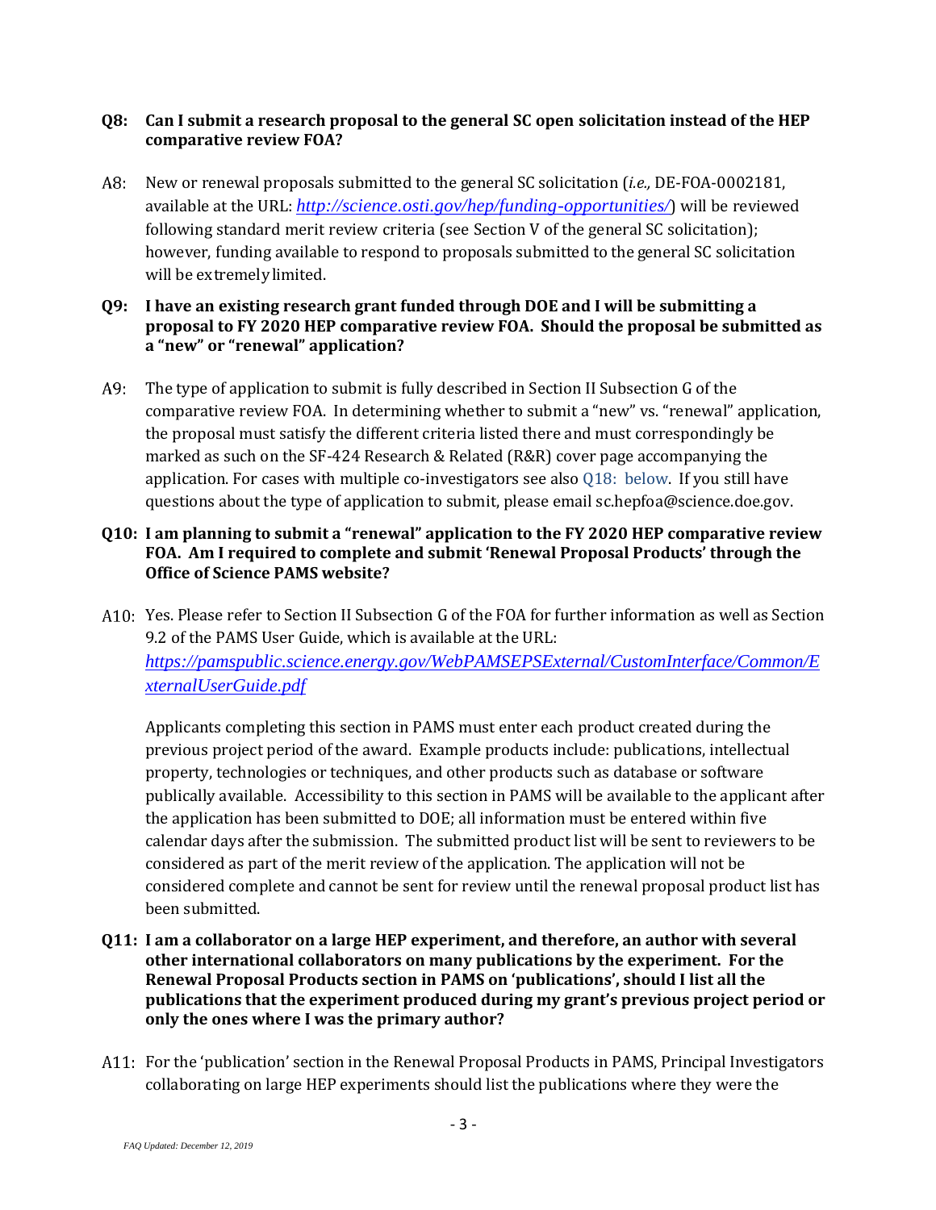**Q8: Can I submit a research proposal to the general SC open solicitation instead of the HEP comparative review FOA?**

A8: New or renewal proposals submitted to the general SC solicitation (*i.e.,* DE-FOA-0002181, available at the URL: *[http://science.osti.gov/hep/funding-opportunities/](http://science.osti.gov/hep/funding-opportunities/)*) will be reviewed following standard merit review criteria (see Section V of the general SC solicitation); however, funding available to respond to proposals submitted to the general SC solicitation will be extremely limited.

**Q9: I have an existing research grant funded through DOE and I will be submitting a proposal to FY 2020 HEP comparative review FOA. Should the proposal be submitted as a "new" or "renewal" application?**

A9: The type of application to submit is fully described in Section II Subsection G of the comparative review FOA. In determining whether to submit a "new" vs. "renewal" application, the proposal must satisfy the different criteria listed there and must correspondingly be marked as such on the SF-424 Research & Related (R&R) cover page accompanying the application. For cases with multiple co-investigators see also Q18: below. If you still have questions about the type of application to submit, please email sc.hepfoa@science.doe.gov.

**Q10: I am planning to submit a "renewal" application to the FY 2020 HEP comparative review FOA. Am I required to complete and submit 'Renewal Proposal Products' through the Office of Science PAMS website?**

A10: Yes. Please refer to Section II Subsection G of the FOA for further information as well as Section 9.2 of the PAMS User Guide, which is available at the URL: *[https://pamspublic.science.energy.gov/WebPAMSEPSExternal/CustomInterface/Common/ExternalUserGuide.pdf](https://pamspublic.science.energy.gov/WebPAMSEPSExternal/CustomInterface/Common/ExternalUserGuide.pdf)*

Applicants completing this section in PAMS must enter each product created during the previous project period of the award. Example products include: publications, intellectual property, technologies or techniques, and other products such as database or software publically available. Accessibility to this section in PAMS will be available to the applicant after the application has been submitted to DOE; all information must be entered within five calendar days after the submission. The submitted product list will be sent to reviewers to be considered as part of the merit review of the application. The application will not be considered complete and cannot be sent for review until the renewal proposal product list has been submitted.

**Q11: I am a collaborator on a large HEP experiment, and therefore, an author with several other international collaborators on many publications by the experiment. For the Renewal Proposal Products section in PAMS on 'publications', should I list all the publications that the experiment produced during my grant's previous project period or only the ones where I was the primary author?**

A11: For the 'publication' section in the Renewal Proposal Products in PAMS, Principal Investigators collaborating on large HEP experiments should list the publications where they were the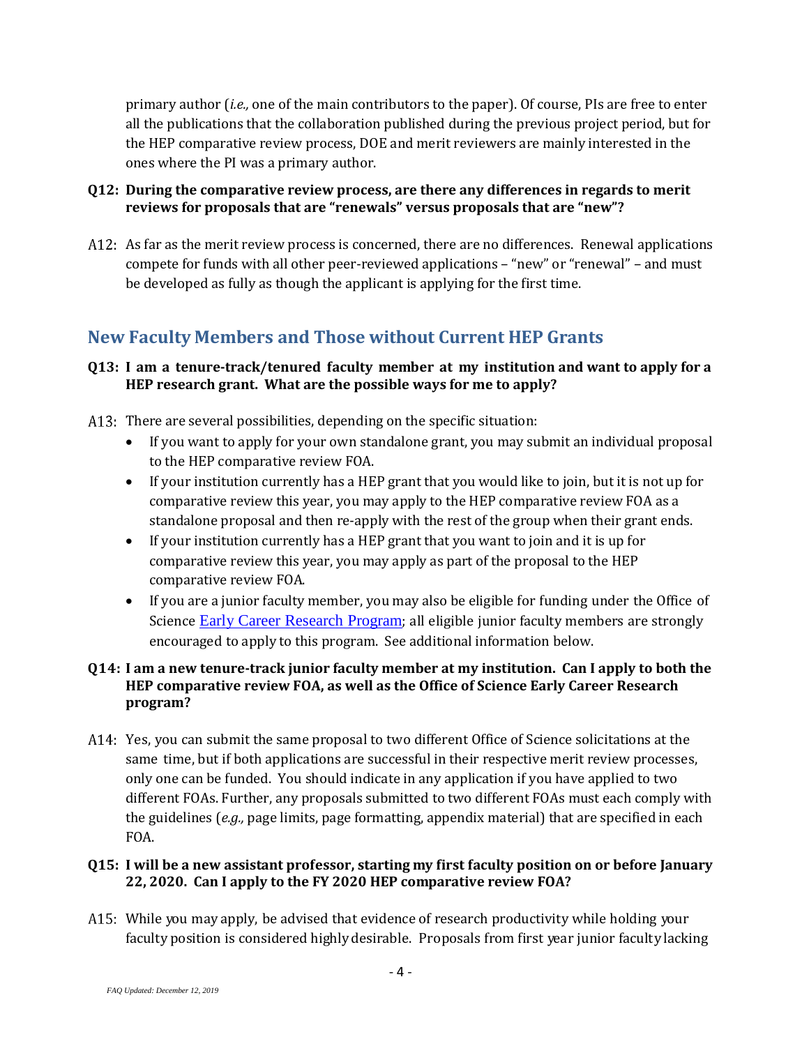primary author (*i.e.,* one of the main contributors to the paper). Of course, PIs are free to enter all the publications that the collaboration published during the previous project period, but for the HEP comparative review process, DOE and merit reviewers are mainly interested in the ones where the PI was a primary author.

**Q12: During the comparative review process, are there any differences in regards to merit reviews for proposals that are "renewals" versus proposals that are "new"?**

A12: As far as the merit review process is concerned, there are no differences. Renewal applications compete for funds with all other peer-reviewed applications – "new" or "renewal" – and must be developed as fully as though the applicant is applying for the first time.

## New Faculty Members and Those without Current HEP Grants

**Q13: I am a tenure-track/tenured faculty member at my institution and want to apply for a HEP research grant. What are the possible ways for me to apply?**

A13: There are several possibilities, depending on the specific situation:

- If you want to apply for your own standalone grant, you may submit an individual proposal to the HEP comparative review FOA.
- If your institution currently has a HEP grant that you would like to join, but it is not up for comparative review this year, you may apply to the HEP comparative review FOA as a standalone proposal and then re-apply with the rest of the group when their grant ends.
- If your institution currently has a HEP grant that you want to join and it is up for comparative review this year, you may apply as part of the proposal to the HEP comparative review FOA.
- If you are a junior faculty member, you may also be eligible for funding under the Office of Science Early Career Research Program; all eligible junior faculty members are strongly encouraged to apply to this program. See additional information below.

**Q14: I am a new tenure-track junior faculty member at my institution. Can I apply to both the HEP comparative review FOA, as well as the Office of Science Early Career Research program?**

A14: Yes, you can submit the same proposal to two different Office of Science solicitations at the same time, but if both applications are successful in their respective merit review processes, only one can be funded. You should indicate in any application if you have applied to two different FOAs. Further, any proposals submitted to two different FOAs must each comply with the guidelines (*e.g.,* page limits, page formatting, appendix material) that are specified in each FOA.

**Q15: I will be a new assistant professor, starting my first faculty position on or before January 22, 2020. Can I apply to the FY 2020 HEP comparative review FOA?**

A15: While you may apply, be advised that evidence of research productivity while holding your faculty position is considered highly desirable. Proposals from first year junior faculty lacking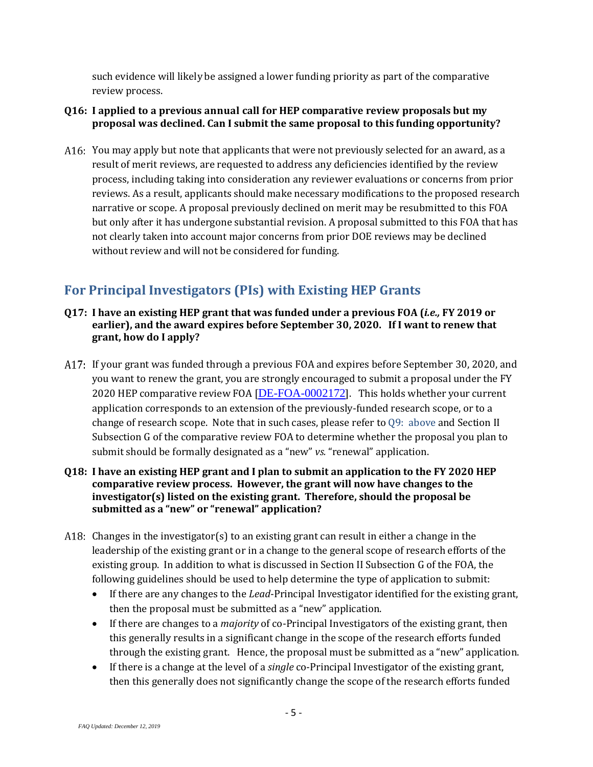such evidence will likely be assigned a lower funding priority as part of the comparative review process.

**Q16: I applied to a previous annual call for HEP comparative review proposals but my proposal was declined. Can I submit the same proposal to this funding opportunity?**

A16: You may apply but note that applicants that were not previously selected for an award, as a result of merit reviews, are requested to address any deficiencies identified by the review process, including taking into consideration any reviewer evaluations or concerns from prior reviews. As a result, applicants should make necessary modifications to the proposed research narrative or scope. A proposal previously declined on merit may be resubmitted to this FOA but only after it has undergone substantial revision. A proposal submitted to this FOA that has not clearly taken into account major concerns from prior DOE reviews may be declined without review and will not be considered for funding.

## For Principal Investigators (PIs) with Existing HEP Grants

**Q17: I have an existing HEP grant that was funded under a previous FOA (*i.e.,* FY 2019 or earlier), and the award expires before September 30, 2020. If I want to renew that grant, how do I apply?**

A17: If your grant was funded through a previous FOA and expires before September 30, 2020, and you want to renew the grant, you are strongly encouraged to submit a proposal under the FY 2020 HEP comparative review FOA [DE-FOA-0002172]. This holds whether your current application corresponds to an extension of the previously-funded research scope, or to a change of research scope. Note that in such cases, please refer to Q9: above and Section II Subsection G of the comparative review FOA to determine whether the proposal you plan to submit should be formally designated as a "new" *vs.* "renewal" application.

**Q18: I have an existing HEP grant and I plan to submit an application to the FY 2020 HEP comparative review process. However, the grant will now have changes to the investigator(s) listed on the existing grant. Therefore, should the proposal be submitted as a "new" or "renewal" application?**

A18: Changes in the investigator(s) to an existing grant can result in either a change in the leadership of the existing grant or in a change to the general scope of research efforts of the existing group. In addition to what is discussed in Section II Subsection G of the FOA, the following guidelines should be used to help determine the type of application to submit:

- If there are any changes to the *Lead*-Principal Investigator identified for the existing grant, then the proposal must be submitted as a "new" application.
- If there are changes to a *majority* of co-Principal Investigators of the existing grant, then this generally results in a significant change in the scope of the research efforts funded through the existing grant. Hence, the proposal must be submitted as a "new" application.
- If there is a change at the level of a *single* co-Principal Investigator of the existing grant, then this generally does not significantly change the scope of the research efforts funded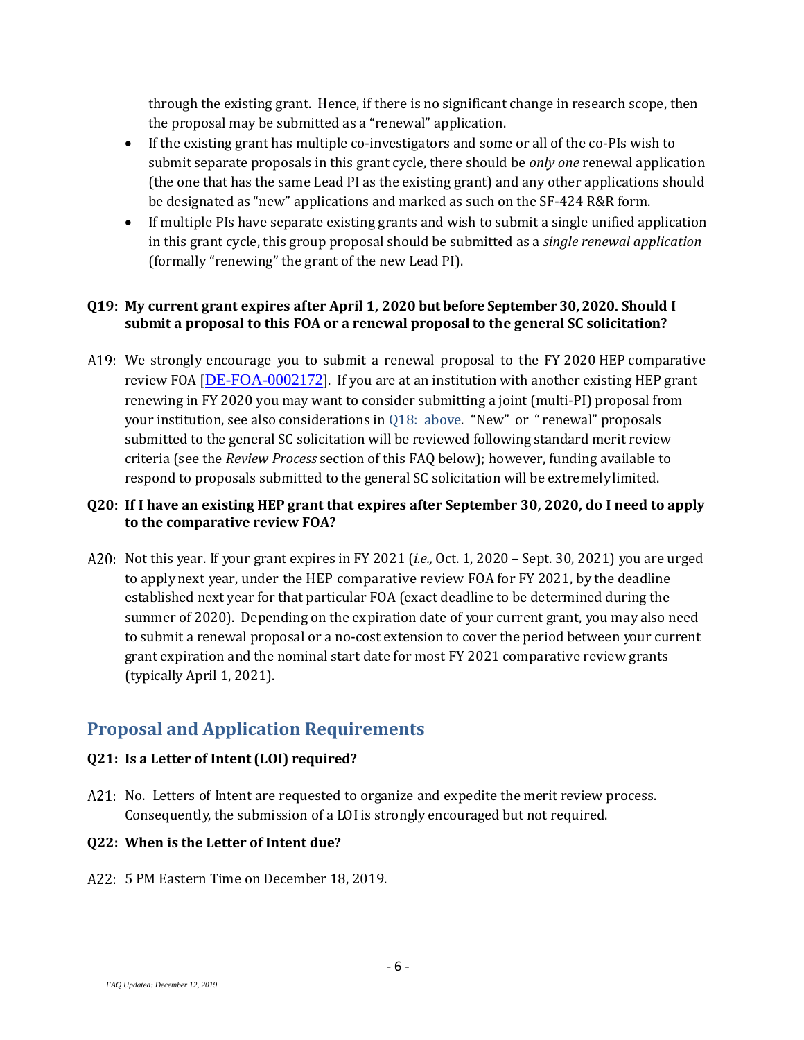through the existing grant. Hence, if there is no significant change in research scope, then the proposal may be submitted as a "renewal" application.

- If the existing grant has multiple co-investigators and some or all of the co-PIs wish to submit separate proposals in this grant cycle, there should be *only one* renewal application (the one that has the same Lead PI as the existing grant) and any other applications should be designated as "new" applications and marked as such on the SF-424 R&R form.
- If multiple PIs have separate existing grants and wish to submit a single unified application in this grant cycle, this group proposal should be submitted as a *single renewal application* (formally "renewing" the grant of the new Lead PI).

**Q19: My current grant expires after April 1, 2020 but before September 30, 2020. Should I submit a proposal to this FOA or a renewal proposal to the general SC solicitation?**

A19: We strongly encourage you to submit a renewal proposal to the FY 2020 HEP comparative review FOA [DE-FOA-0002172]. If you are at an institution with another existing HEP grant renewing in FY 2020 you may want to consider submitting a joint (multi-PI) proposal from your institution, see also considerations in Q18: above. "New" or "renewal" proposals submitted to the general SC solicitation will be reviewed following standard merit review criteria (see the *Review Process* section of this FAQ below); however, funding available to respond to proposals submitted to the general SC solicitation will be extremely limited.

**Q20: If I have an existing HEP grant that expires after September 30, 2020, do I need to apply to the comparative review FOA?**

A20: Not this year. If your grant expires in FY 2021 (*i.e.,* Oct. 1, 2020 – Sept. 30, 2021) you are urged to apply next year, under the HEP comparative review FOA for FY 2021, by the deadline established next year for that particular FOA (exact deadline to be determined during the summer of 2020). Depending on the expiration date of your current grant, you may also need to submit a renewal proposal or a no-cost extension to cover the period between your current grant expiration and the nominal start date for most FY 2021 comparative review grants (typically April 1, 2021).

## Proposal and Application Requirements

**Q21: Is a Letter of Intent (LOI) required?**

A21: No. Letters of Intent are requested to organize and expedite the merit review process. Consequently, the submission of a LOI is strongly encouraged but not required.

**Q22: When is the Letter of Intent due?**

A22: 5 PM Eastern Time on December 18, 2019.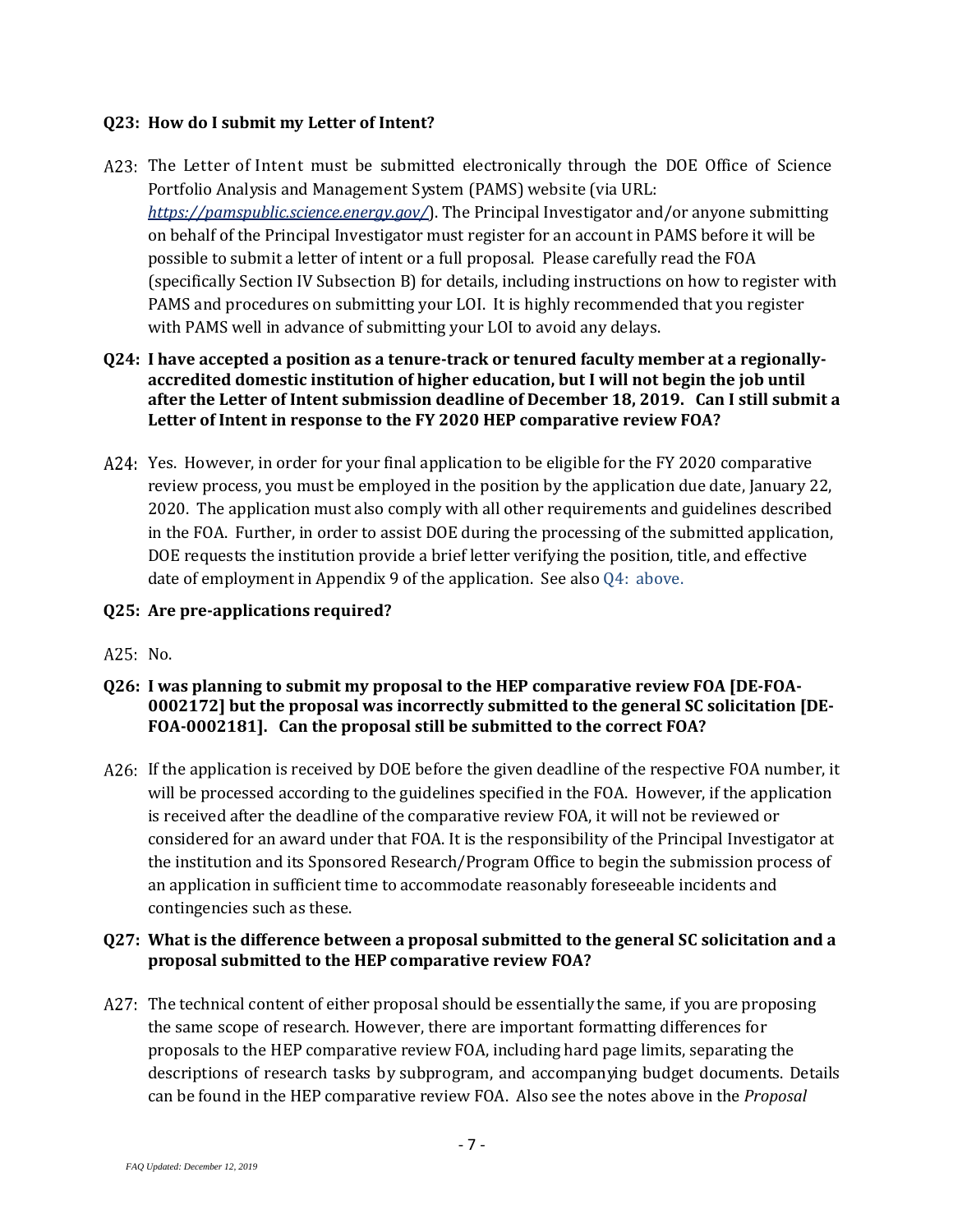**Q23: How do I submit my Letter of Intent?**

A23: The Letter of Intent must be submitted electronically through the DOE Office of Science Portfolio Analysis and Management System (PAMS) website (via URL: *https://pamspublic.science.energy.gov/*). The Principal Investigator and/or anyone submitting on behalf of the Principal Investigator must register for an account in PAMS before it will be possible to submit a letter of intent or a full proposal. Please carefully read the FOA (specifically Section IV Subsection B) for details, including instructions on how to register with PAMS and procedures on submitting your LOI. It is highly recommended that you register with PAMS well in advance of submitting your LOI to avoid any delays.

**Q24: I have accepted a position as a tenure-track or tenured faculty member at a regionally-accredited domestic institution of higher education, but I will not begin the job until after the Letter of Intent submission deadline of December 18, 2019. Can I still submit a Letter of Intent in response to the FY 2020 HEP comparative review FOA?**

A24: Yes. However, in order for your final application to be eligible for the FY 2020 comparative review process, you must be employed in the position by the application due date, January 22, 2020. The application must also comply with all other requirements and guidelines described in the FOA. Further, in order to assist DOE during the processing of the submitted application, DOE requests the institution provide a brief letter verifying the position, title, and effective date of employment in Appendix 9 of the application. See also Q4: above.

**Q25: Are pre-applications required?**

A25: No.

**Q26: I was planning to submit my proposal to the HEP comparative review FOA [DE-FOA-0002172] but the proposal was incorrectly submitted to the general SC solicitation [DE-FOA-0002181]. Can the proposal still be submitted to the correct FOA?**

A26: If the application is received by DOE before the given deadline of the respective FOA number, it will be processed according to the guidelines specified in the FOA. However, if the application is received after the deadline of the comparative review FOA, it will not be reviewed or considered for an award under that FOA. It is the responsibility of the Principal Investigator at the institution and its Sponsored Research/Program Office to begin the submission process of an application in sufficient time to accommodate reasonably foreseeable incidents and contingencies such as these.

**Q27: What is the difference between a proposal submitted to the general SC solicitation and a proposal submitted to the HEP comparative review FOA?**

A27: The technical content of either proposal should be essentially the same, if you are proposing the same scope of research. However, there are important formatting differences for proposals to the HEP comparative review FOA, including hard page limits, separating the descriptions of research tasks by subprogram, and accompanying budget documents. Details can be found in the HEP comparative review FOA. Also see the notes above in the *Proposal*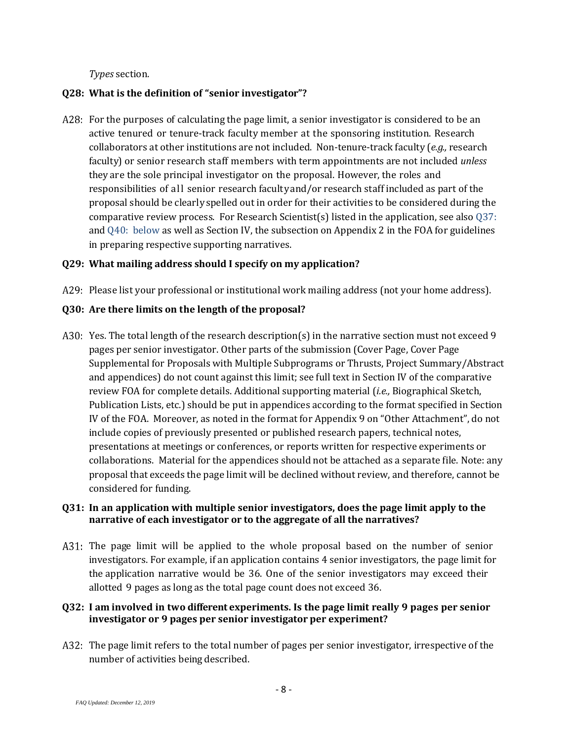*Types* section.

**Q28: What is the definition of "senior investigator"?**

A28: For the purposes of calculating the page limit, a senior investigator is considered to be an active tenured or tenure-track faculty member at the sponsoring institution. Research collaborators at other institutions are not included. Non-tenure-track faculty (*e.g.,* research faculty) or senior research staff members with term appointments are not included *unless* they are the sole principal investigator on the proposal. However, the roles and responsibilities of all senior research faculty and/or research staff included as part of the proposal should be clearly spelled out in order for their activities to be considered during the comparative review process. For Research Scientist(s) listed in the application, see also Q37: and Q40: below as well as Section IV, the subsection on Appendix 2 in the FOA for guidelines in preparing respective supporting narratives.

**Q29: What mailing address should I specify on my application?**

A29: Please list your professional or institutional work mailing address (not your home address).

**Q30: Are there limits on the length of the proposal?**

A30: Yes. The total length of the research description(s) in the narrative section must not exceed 9 pages per senior investigator. Other parts of the submission (Cover Page, Cover Page Supplemental for Proposals with Multiple Subprograms or Thrusts, Project Summary/Abstract and appendices) do not count against this limit; see full text in Section IV of the comparative review FOA for complete details. Additional supporting material (*i.e.,* Biographical Sketch, Publication Lists, etc.) should be put in appendices according to the format specified in Section IV of the FOA. Moreover, as noted in the format for Appendix 9 on "Other Attachment", do not include copies of previously presented or published research papers, technical notes, presentations at meetings or conferences, or reports written for respective experiments or collaborations. Material for the appendices should not be attached as a separate file. Note: any proposal that exceeds the page limit will be declined without review, and therefore, cannot be considered for funding.

**Q31: In an application with multiple senior investigators, does the page limit apply to the narrative of each investigator or to the aggregate of all the narratives?**

A31: The page limit will be applied to the whole proposal based on the number of senior investigators. For example, if an application contains 4 senior investigators, the page limit for the application narrative would be 36. One of the senior investigators may exceed their allotted 9 pages as long as the total page count does not exceed 36.

**Q32: I am involved in two different experiments. Is the page limit really 9 pages per senior investigator or 9 pages per senior investigator per experiment?**

A32: The page limit refers to the total number of pages per senior investigator, irrespective of the number of activities being described.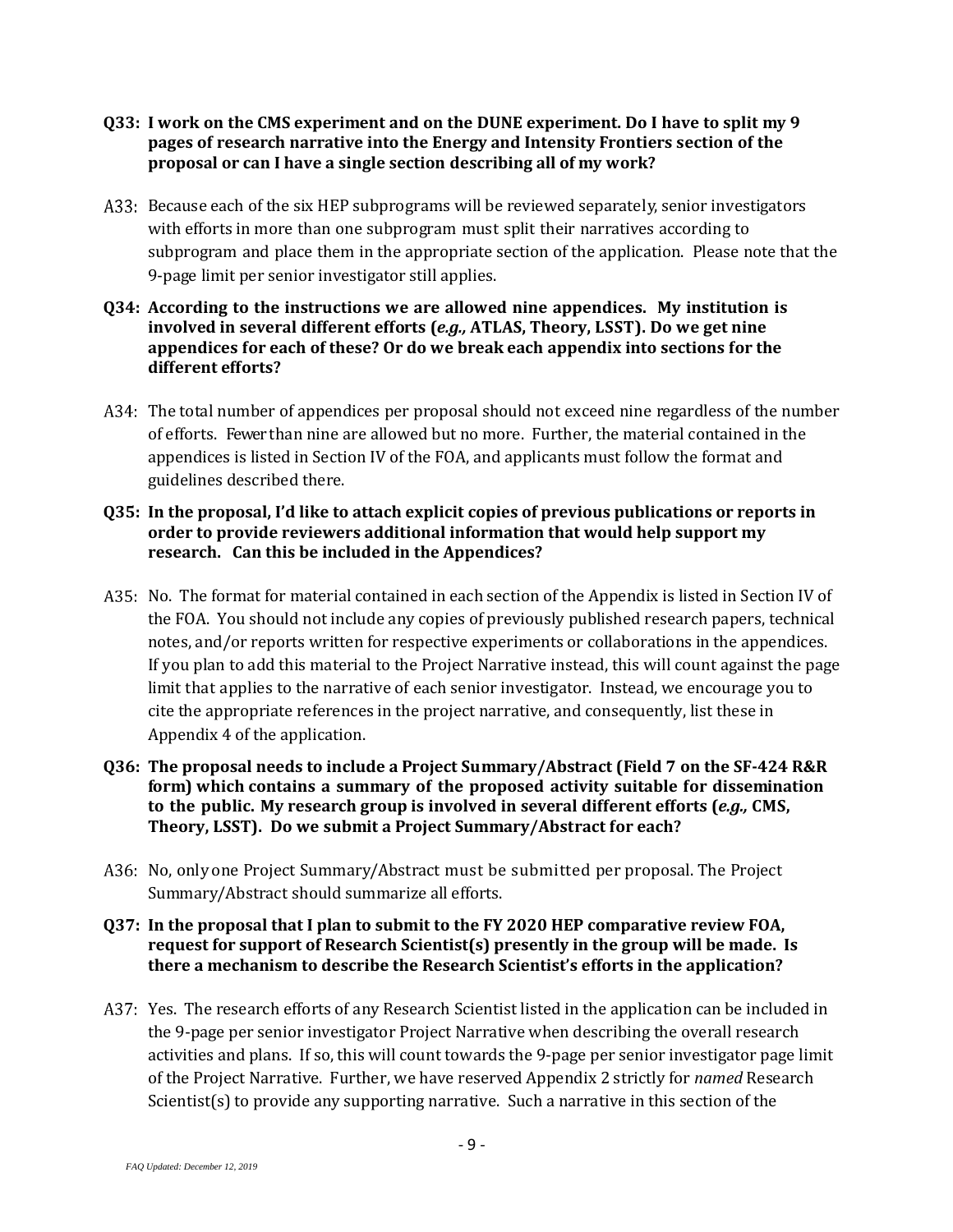**Q33: I work on the CMS experiment and on the DUNE experiment. Do I have to split my 9 pages of research narrative into the Energy and Intensity Frontiers section of the proposal or can I have a single section describing all of my work?**

A33: Because each of the six HEP subprograms will be reviewed separately, senior investigators with efforts in more than one subprogram must split their narratives according to subprogram and place them in the appropriate section of the application. Please note that the 9-page limit per senior investigator still applies.

**Q34: According to the instructions we are allowed nine appendices. My institution is involved in several different efforts (*e.g.,* ATLAS, Theory, LSST). Do we get nine appendices for each of these? Or do we break each appendix into sections for the different efforts?**

A34: The total number of appendices per proposal should not exceed nine regardless of the number of efforts. Fewer than nine are allowed but no more. Further, the material contained in the appendices is listed in Section IV of the FOA, and applicants must follow the format and guidelines described there.

**Q35: In the proposal, I'd like to attach explicit copies of previous publications or reports in order to provide reviewers additional information that would help support my research. Can this be included in the Appendices?**

A35: No. The format for material contained in each section of the Appendix is listed in Section IV of the FOA. You should not include any copies of previously published research papers, technical notes, and/or reports written for respective experiments or collaborations in the appendices. If you plan to add this material to the Project Narrative instead, this will count against the page limit that applies to the narrative of each senior investigator. Instead, we encourage you to cite the appropriate references in the project narrative, and consequently, list these in Appendix 4 of the application.

**Q36: The proposal needs to include a Project Summary/Abstract (Field 7 on the SF-424 R&R form) which contains a summary of the proposed activity suitable for dissemination to the public. My research group is involved in several different efforts (*e.g.,* CMS, Theory, LSST). Do we submit a Project Summary/Abstract for each?**

A36: No, only one Project Summary/Abstract must be submitted per proposal. The Project Summary/Abstract should summarize all efforts.

**Q37: In the proposal that I plan to submit to the FY 2020 HEP comparative review FOA, request for support of Research Scientist(s) presently in the group will be made. Is there a mechanism to describe the Research Scientist's efforts in the application?**

A37: Yes. The research efforts of any Research Scientist listed in the application can be included in the 9-page per senior investigator Project Narrative when describing the overall research activities and plans. If so, this will count towards the 9-page per senior investigator page limit of the Project Narrative. Further, we have reserved Appendix 2 strictly for *named* Research Scientist(s) to provide any supporting narrative. Such a narrative in this section of the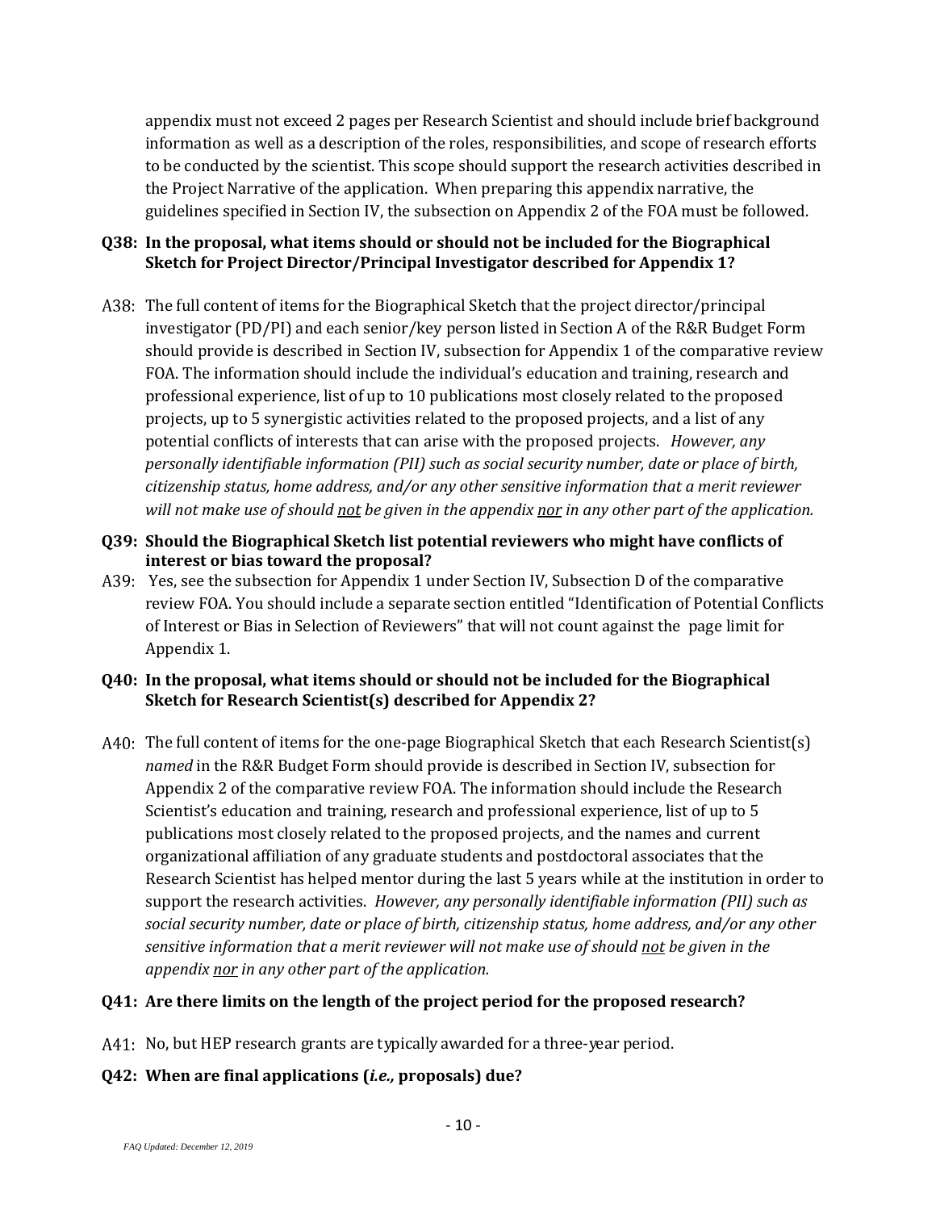appendix must not exceed 2 pages per Research Scientist and should include brief background information as well as a description of the roles, responsibilities, and scope of research efforts to be conducted by the scientist. This scope should support the research activities described in the Project Narrative of the application. When preparing this appendix narrative, the guidelines specified in Section IV, the subsection on Appendix 2 of the FOA must be followed.

**Q38: In the proposal, what items should or should not be included for the Biographical Sketch for Project Director/Principal Investigator described for Appendix 1?**

A38: The full content of items for the Biographical Sketch that the project director/principal investigator (PD/PI) and each senior/key person listed in Section A of the R&R Budget Form should provide is described in Section IV, subsection for Appendix 1 of the comparative review FOA. The information should include the individual's education and training, research and professional experience, list of up to 10 publications most closely related to the proposed projects, up to 5 synergistic activities related to the proposed projects, and a list of any potential conflicts of interests that can arise with the proposed projects. *However, any personally identifiable information (PII) such as social security number, date or place of birth, citizenship status, home address, and/or any other sensitive information that a merit reviewer will not make use of should <u>not</u> be given in the appendix <u>nor</u> in any other part of the application.*

**Q39: Should the Biographical Sketch list potential reviewers who might have conflicts of interest or bias toward the proposal?**

A39: Yes, see the subsection for Appendix 1 under Section IV, Subsection D of the comparative review FOA. You should include a separate section entitled "Identification of Potential Conflicts of Interest or Bias in Selection of Reviewers" that will not count against the page limit for Appendix 1.

**Q40: In the proposal, what items should or should not be included for the Biographical Sketch for Research Scientist(s) described for Appendix 2?**

A40: The full content of items for the one-page Biographical Sketch that each Research Scientist(s) *named* in the R&R Budget Form should provide is described in Section IV, subsection for Appendix 2 of the comparative review FOA. The information should include the Research Scientist's education and training, research and professional experience, list of up to 5 publications most closely related to the proposed projects, and the names and current organizational affiliation of any graduate students and postdoctoral associates that the Research Scientist has helped mentor during the last 5 years while at the institution in order to support the research activities. *However, any personally identifiable information (PII) such as social security number, date or place of birth, citizenship status, home address, and/or any other sensitive information that a merit reviewer will not make use of should <u>not</u> be given in the appendix <u>nor</u> in any other part of the application.*

**Q41: Are there limits on the length of the project period for the proposed research?**

A41: No, but HEP research grants are typically awarded for a three-year period.

**Q42: When are final applications (*i.e.,* proposals) due?**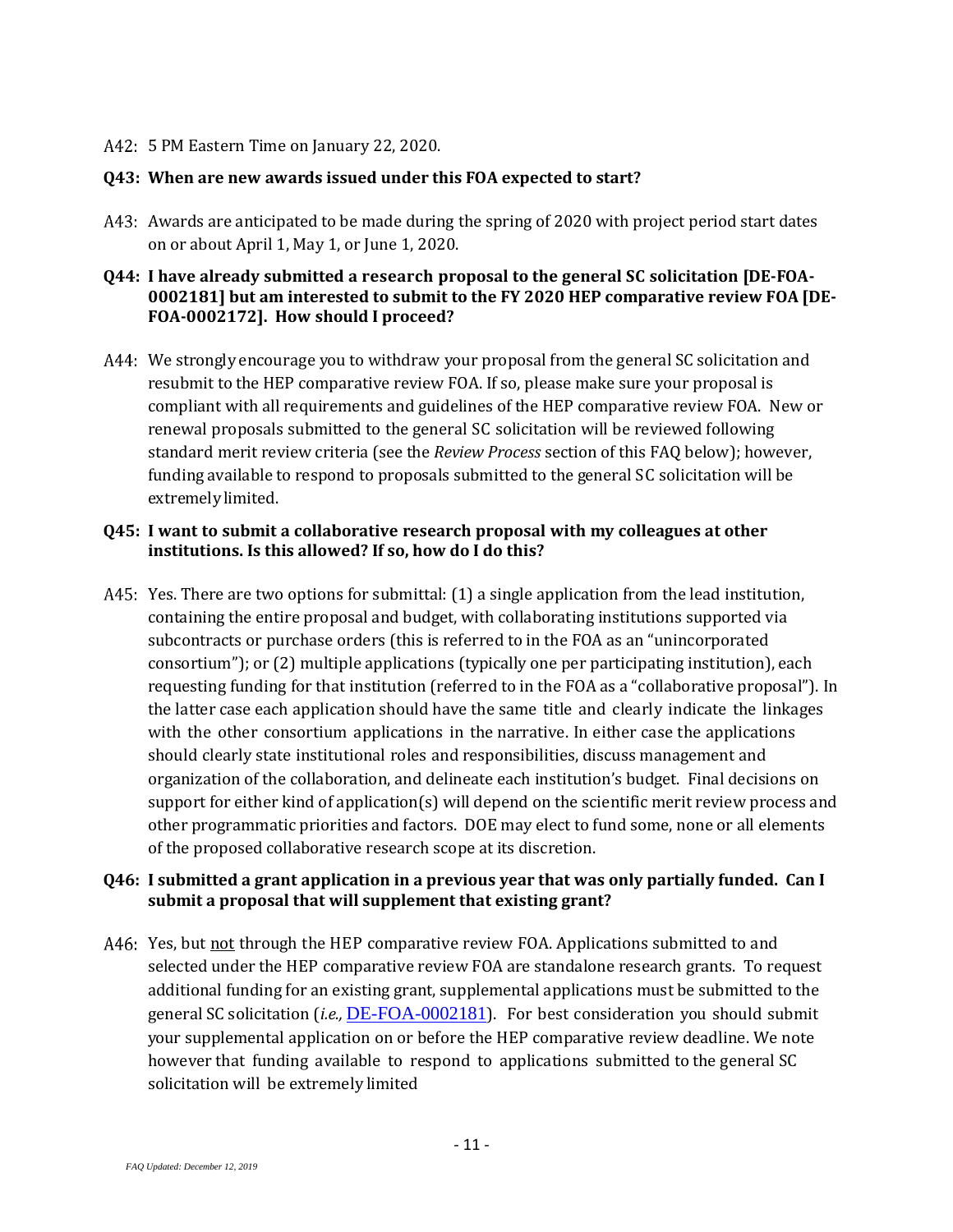A42: 5 PM Eastern Time on January 22, 2020.

**Q43: When are new awards issued under this FOA expected to start?**

A43: Awards are anticipated to be made during the spring of 2020 with project period start dates on or about April 1, May 1, or June 1, 2020.

**Q44: I have already submitted a research proposal to the general SC solicitation [DE-FOA-0002181] but am interested to submit to the FY 2020 HEP comparative review FOA [DE-FOA-0002172]. How should I proceed?**

A44: We strongly encourage you to withdraw your proposal from the general SC solicitation and resubmit to the HEP comparative review FOA. If so, please make sure your proposal is compliant with all requirements and guidelines of the HEP comparative review FOA. New or renewal proposals submitted to the general SC solicitation will be reviewed following standard merit review criteria (see the *Review Process* section of this FAQ below); however, funding available to respond to proposals submitted to the general SC solicitation will be extremely limited.

**Q45: I want to submit a collaborative research proposal with my colleagues at other institutions. Is this allowed? If so, how do I do this?**

A45: Yes. There are two options for submittal: (1) a single application from the lead institution, containing the entire proposal and budget, with collaborating institutions supported via subcontracts or purchase orders (this is referred to in the FOA as an "unincorporated consortium"); or (2) multiple applications (typically one per participating institution), each requesting funding for that institution (referred to in the FOA as a "collaborative proposal"). In the latter case each application should have the same title and clearly indicate the linkages with the other consortium applications in the narrative. In either case the applications should clearly state institutional roles and responsibilities, discuss management and organization of the collaboration, and delineate each institution's budget. Final decisions on support for either kind of application(s) will depend on the scientific merit review process and other programmatic priorities and factors. DOE may elect to fund some, none or all elements of the proposed collaborative research scope at its discretion.

**Q46: I submitted a grant application in a previous year that was only partially funded. Can I submit a proposal that will supplement that existing grant?**

A46: Yes, but not through the HEP comparative review FOA. Applications submitted to and selected under the HEP comparative review FOA are standalone research grants. To request additional funding for an existing grant, supplemental applications must be submitted to the general SC solicitation (*i.e.,* DE-FOA-0002181). For best consideration you should submit your supplemental application on or before the HEP comparative review deadline. We note however that funding available to respond to applications submitted to the general SC solicitation will be extremely limited

*FAQ Updated: December 12, 2019*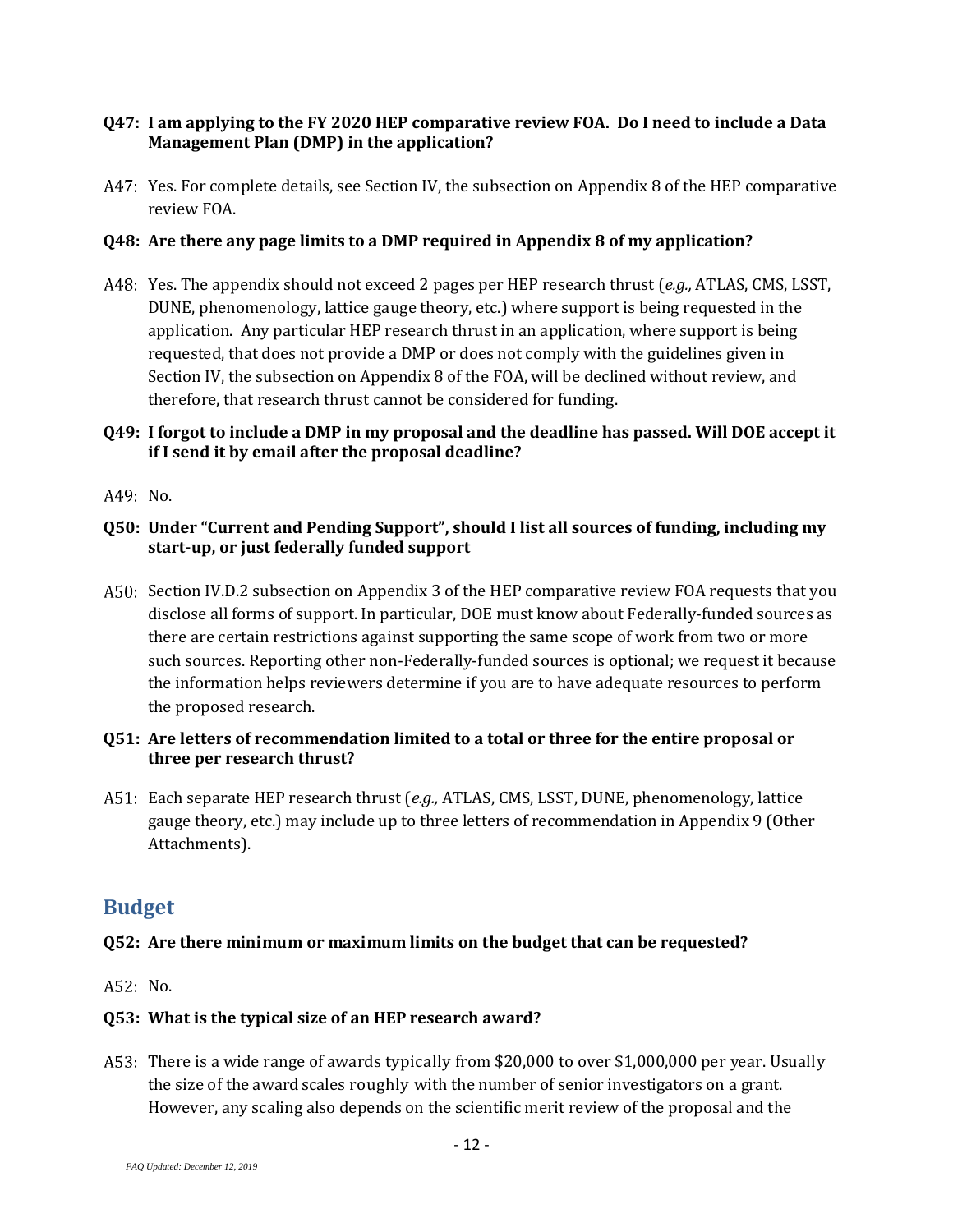**Q47: I am applying to the FY 2020 HEP comparative review FOA. Do I need to include a Data Management Plan (DMP) in the application?**

A47: Yes. For complete details, see Section IV, the subsection on Appendix 8 of the HEP comparative review FOA.

**Q48: Are there any page limits to a DMP required in Appendix 8 of my application?**

A48: Yes. The appendix should not exceed 2 pages per HEP research thrust (*e.g.,* ATLAS, CMS, LSST, DUNE, phenomenology, lattice gauge theory, etc.) where support is being requested in the application. Any particular HEP research thrust in an application, where support is being requested, that does not provide a DMP or does not comply with the guidelines given in Section IV, the subsection on Appendix 8 of the FOA, will be declined without review, and therefore, that research thrust cannot be considered for funding.

**Q49: I forgot to include a DMP in my proposal and the deadline has passed. Will DOE accept it if I send it by email after the proposal deadline?**

A49: No.

**Q50: Under "Current and Pending Support", should I list all sources of funding, including my start-up, or just federally funded support**

A50: Section IV.D.2 subsection on Appendix 3 of the HEP comparative review FOA requests that you disclose all forms of support. In particular, DOE must know about Federally-funded sources as there are certain restrictions against supporting the same scope of work from two or more such sources. Reporting other non-Federally-funded sources is optional; we request it because the information helps reviewers determine if you are to have adequate resources to perform the proposed research.

**Q51: Are letters of recommendation limited to a total or three for the entire proposal or three per research thrust?**

A51: Each separate HEP research thrust (*e.g.,* ATLAS, CMS, LSST, DUNE, phenomenology, lattice gauge theory, etc.) may include up to three letters of recommendation in Appendix 9 (Other Attachments).

## Budget

**Q52: Are there minimum or maximum limits on the budget that can be requested?**

A52: No.

**Q53: What is the typical size of an HEP research award?**

A53: There is a wide range of awards typically from $20,000 to over $1,000,000 per year. Usually the size of the award scales roughly with the number of senior investigators on a grant. However, any scaling also depends on the scientific merit review of the proposal and the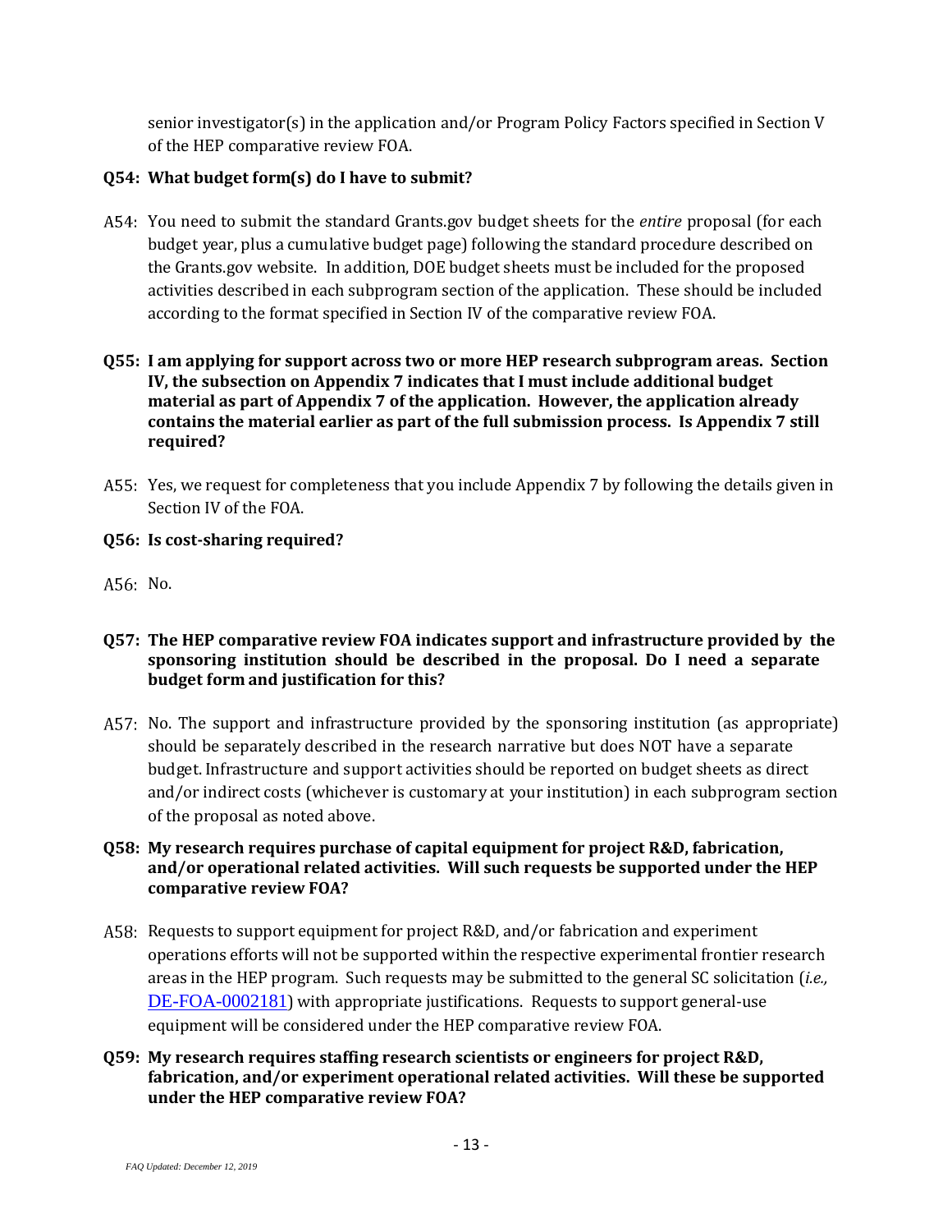senior investigator(s) in the application and/or Program Policy Factors specified in Section V of the HEP comparative review FOA.

**Q54: What budget form(s) do I have to submit?**

A54: You need to submit the standard Grants.gov budget sheets for the *entire* proposal (for each budget year, plus a cumulative budget page) following the standard procedure described on the Grants.gov website. In addition, DOE budget sheets must be included for the proposed activities described in each subprogram section of the application. These should be included according to the format specified in Section IV of the comparative review FOA.

**Q55: I am applying for support across two or more HEP research subprogram areas. Section IV, the subsection on Appendix 7 indicates that I must include additional budget material as part of Appendix 7 of the application. However, the application already contains the material earlier as part of the full submission process. Is Appendix 7 still required?**

A55: Yes, we request for completeness that you include Appendix 7 by following the details given in Section IV of the FOA.

**Q56: Is cost-sharing required?**

A56: No.

**Q57: The HEP comparative review FOA indicates support and infrastructure provided by the sponsoring institution should be described in the proposal. Do I need a separate budget form and justification for this?**

A57: No. The support and infrastructure provided by the sponsoring institution (as appropriate) should be separately described in the research narrative but does NOT have a separate budget. Infrastructure and support activities should be reported on budget sheets as direct and/or indirect costs (whichever is customary at your institution) in each subprogram section of the proposal as noted above.

**Q58: My research requires purchase of capital equipment for project R&D, fabrication, and/or operational related activities. Will such requests be supported under the HEP comparative review FOA?**

A58: Requests to support equipment for project R&D, and/or fabrication and experiment operations efforts will not be supported within the respective experimental frontier research areas in the HEP program. Such requests may be submitted to the general SC solicitation (*i.e.,* DE-FOA-0002181) with appropriate justifications. Requests to support general-use equipment will be considered under the HEP comparative review FOA.

**Q59: My research requires staffing research scientists or engineers for project R&D, fabrication, and/or experiment operational related activities. Will these be supported under the HEP comparative review FOA?**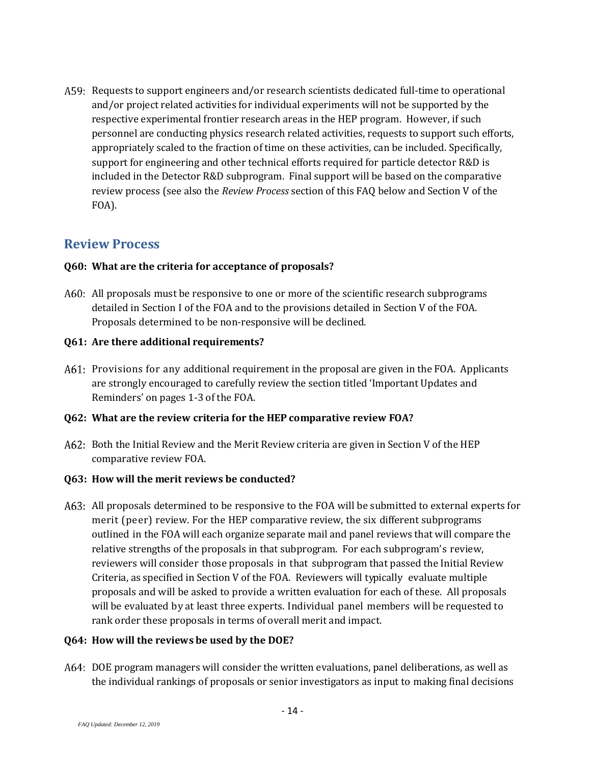A59: Requests to support engineers and/or research scientists dedicated full-time to operational and/or project related activities for individual experiments will not be supported by the respective experimental frontier research areas in the HEP program. However, if such personnel are conducting physics research related activities, requests to support such efforts, appropriately scaled to the fraction of time on these activities, can be included. Specifically, support for engineering and other technical efforts required for particle detector R&D is included in the Detector R&D subprogram. Final support will be based on the comparative review process (see also the *Review Process* section of this FAQ below and Section V of the FOA).

## Review Process

**Q60: What are the criteria for acceptance of proposals?**

A60: All proposals must be responsive to one or more of the scientific research subprograms detailed in Section I of the FOA and to the provisions detailed in Section V of the FOA. Proposals determined to be non-responsive will be declined.

**Q61: Are there additional requirements?**

A61: Provisions for any additional requirement in the proposal are given in the FOA. Applicants are strongly encouraged to carefully review the section titled 'Important Updates and Reminders' on pages 1-3 of the FOA.

**Q62: What are the review criteria for the HEP comparative review FOA?**

A62: Both the Initial Review and the Merit Review criteria are given in Section V of the HEP comparative review FOA.

**Q63: How will the merit reviews be conducted?**

A63: All proposals determined to be responsive to the FOA will be submitted to external experts for merit (peer) review. For the HEP comparative review, the six different subprograms outlined in the FOA will each organize separate mail and panel reviews that will compare the relative strengths of the proposals in that subprogram. For each subprogram's review, reviewers will consider those proposals in that subprogram that passed the Initial Review Criteria, as specified in Section V of the FOA. Reviewers will typically evaluate multiple proposals and will be asked to provide a written evaluation for each of these. All proposals will be evaluated by at least three experts. Individual panel members will be requested to rank order these proposals in terms of overall merit and impact.

**Q64: How will the reviews be used by the DOE?**

A64: DOE program managers will consider the written evaluations, panel deliberations, as well as the individual rankings of proposals or senior investigators as input to making final decisions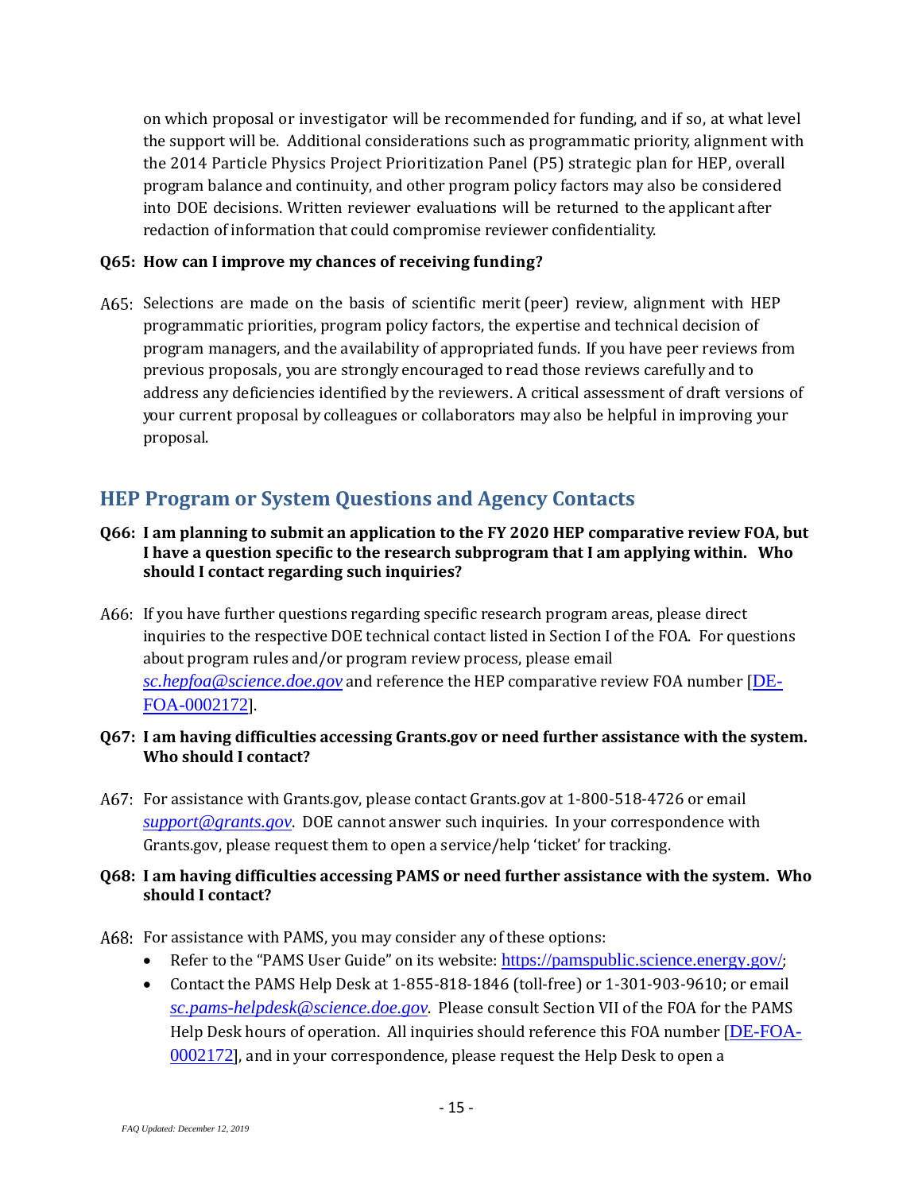on which proposal or investigator will be recommended for funding, and if so, at what level the support will be. Additional considerations such as programmatic priority, alignment with the 2014 Particle Physics Project Prioritization Panel (P5) strategic plan for HEP, overall program balance and continuity, and other program policy factors may also be considered into DOE decisions. Written reviewer evaluations will be returned to the applicant after redaction of information that could compromise reviewer confidentiality.

**Q65: How can I improve my chances of receiving funding?**

A65: Selections are made on the basis of scientific merit (peer) review, alignment with HEP programmatic priorities, program policy factors, the expertise and technical decision of program managers, and the availability of appropriated funds. If you have peer reviews from previous proposals, you are strongly encouraged to read those reviews carefully and to address any deficiencies identified by the reviewers. A critical assessment of draft versions of your current proposal by colleagues or collaborators may also be helpful in improving your proposal.

## HEP Program or System Questions and Agency Contacts

**Q66: I am planning to submit an application to the FY 2020 HEP comparative review FOA, but I have a question specific to the research subprogram that I am applying within. Who should I contact regarding such inquiries?**

A66: If you have further questions regarding specific research program areas, please direct inquiries to the respective DOE technical contact listed in Section I of the FOA. For questions about program rules and/or program review process, please email *sc.hepfoa@science.doe.gov* and reference the HEP comparative review FOA number [DE-FOA-0002172].

**Q67: I am having difficulties accessing Grants.gov or need further assistance with the system. Who should I contact?**

A67: For assistance with Grants.gov, please contact Grants.gov at 1-800-518-4726 or email *support@grants.gov*. DOE cannot answer such inquiries. In your correspondence with Grants.gov, please request them to open a service/help 'ticket' for tracking.

**Q68: I am having difficulties accessing PAMS or need further assistance with the system. Who should I contact?**

A68: For assistance with PAMS, you may consider any of these options:

- Refer to the "PAMS User Guide" on its website: https://pamspublic.science.energy.gov/;
- Contact the PAMS Help Desk at 1-855-818-1846 (toll-free) or 1-301-903-9610; or email *sc.pams-helpdesk@science.doe.gov*. Please consult Section VII of the FOA for the PAMS Help Desk hours of operation. All inquiries should reference this FOA number [DE-FOA-0002172], and in your correspondence, please request the Help Desk to open a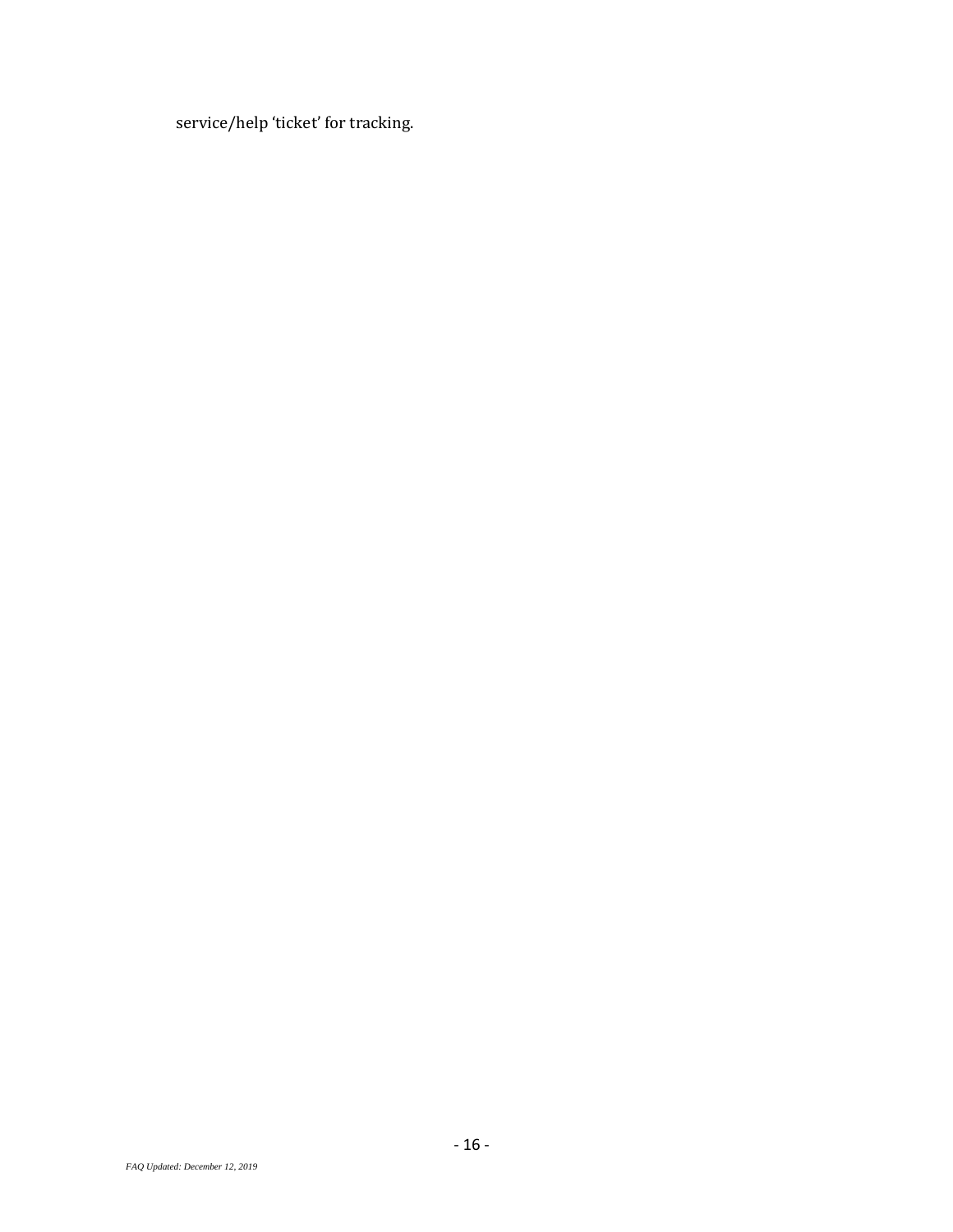service/help ‘ticket’ for tracking.